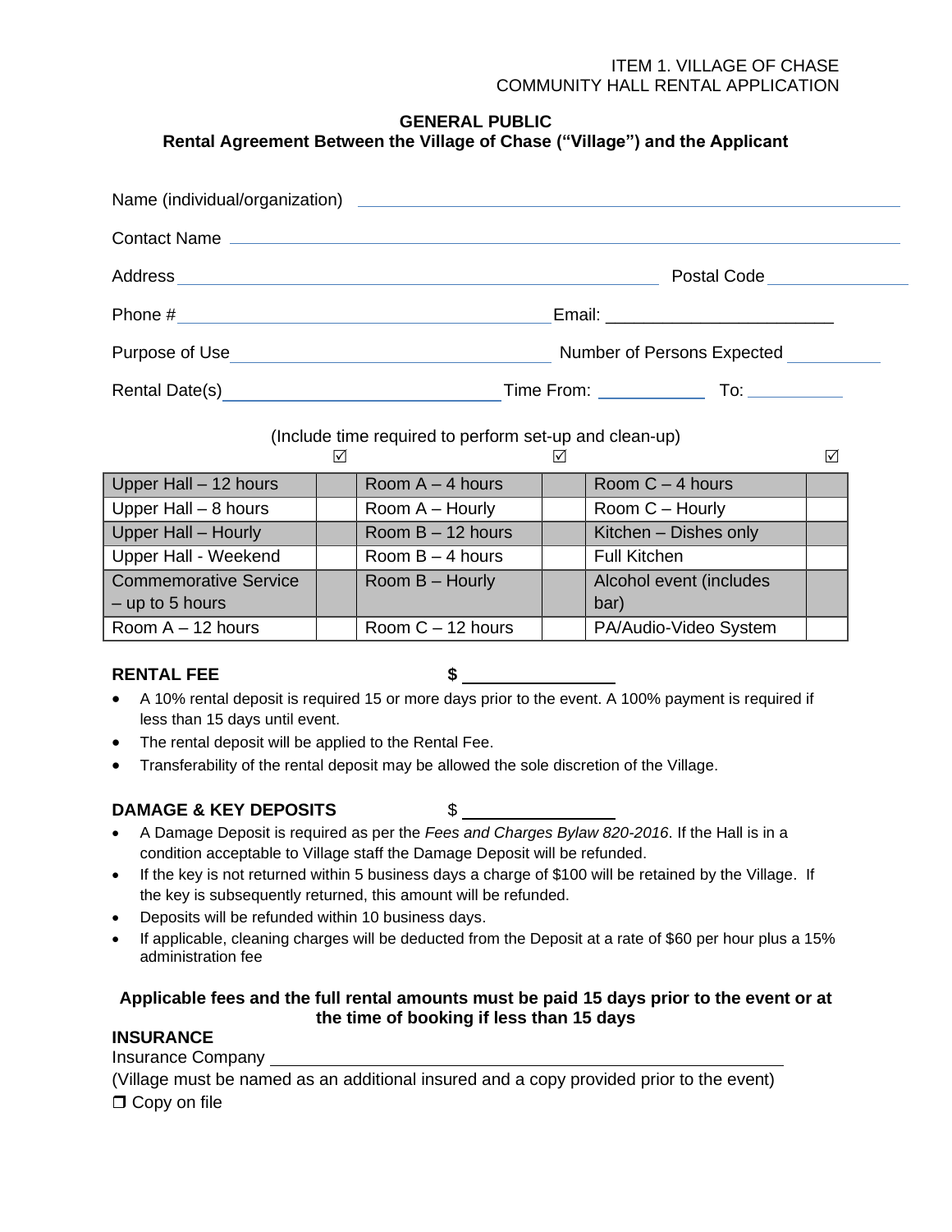ITEM 1. VILLAGE OF CHASE
COMMUNITY HALL RENTAL APPLICATION

**GENERAL PUBLIC**
**Rental Agreement Between the Village of Chase ("Village") and the Applicant**

Name (individual/organization) ______________________________

Contact Name ______________________________

Address ______________________________ Postal Code ______________

Phone # ______________________________ Email: ______________________

Purpose of Use ______________________________ Number of Persons Expected __________

Rental Date(s) ______________________________ Time From: ___________ To: __________

(Include time required to perform set-up and clean-up)

| | ☑ | | ☑ | | ☑ |
|---|---|---|---|---|---|
| Upper Hall – 12 hours | | Room A – 4 hours | | Room C – 4 hours | |
| Upper Hall – 8 hours | | Room A – Hourly | | Room C – Hourly | |
| Upper Hall – Hourly | | Room B – 12 hours | | Kitchen – Dishes only | |
| Upper Hall - Weekend | | Room B – 4 hours | | Full Kitchen | |
| Commemorative Service – up to 5 hours | | Room B – Hourly | | Alcohol event (includes bar) | |
| Room A – 12 hours | | Room C – 12 hours | | PA/Audio-Video System | |

**RENTAL FEE** **$** ________________

- A 10% rental deposit is required 15 or more days prior to the event. A 100% payment is required if less than 15 days until event.
- The rental deposit will be applied to the Rental Fee.
- Transferability of the rental deposit may be allowed the sole discretion of the Village.

**DAMAGE & KEY DEPOSITS** $ ________________

- A Damage Deposit is required as per the *Fees and Charges Bylaw 820-2016*. If the Hall is in a condition acceptable to Village staff the Damage Deposit will be refunded.
- If the key is not returned within 5 business days a charge of $100 will be retained by the Village. If the key is subsequently returned, this amount will be refunded.
- Deposits will be refunded within 10 business days.
- If applicable, cleaning charges will be deducted from the Deposit at a rate of $60 per hour plus a 15% administration fee

**Applicable fees and the full rental amounts must be paid 15 days prior to the event or at the time of booking if less than 15 days**

**INSURANCE**

Insurance Company ______________________________

(Village must be named as an additional insured and a copy provided prior to the event)

❒ Copy on file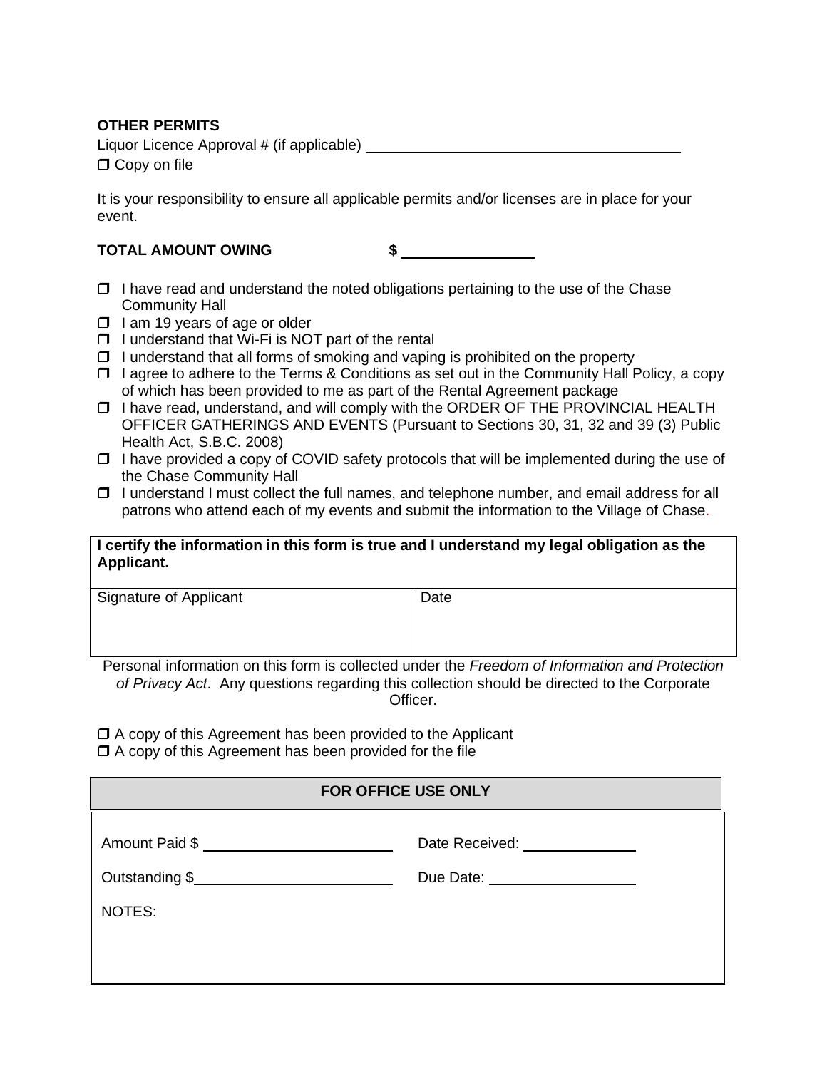**OTHER PERMITS**

Liquor Licence Approval # (if applicable) ________________________________________

❒ Copy on file

It is your responsibility to ensure all applicable permits and/or licenses are in place for your event.

**TOTAL AMOUNT OWING** **$** ________________

- ❒ I have read and understand the noted obligations pertaining to the use of the Chase Community Hall
- ❒ I am 19 years of age or older
- ❒ I understand that Wi-Fi is NOT part of the rental
- ❒ I understand that all forms of smoking and vaping is prohibited on the property
- ❒ I agree to adhere to the Terms & Conditions as set out in the Community Hall Policy, a copy of which has been provided to me as part of the Rental Agreement package
- ❒ I have read, understand, and will comply with the ORDER OF THE PROVINCIAL HEALTH OFFICER GATHERINGS AND EVENTS (Pursuant to Sections 30, 31, 32 and 39 (3) Public Health Act, S.B.C. 2008)
- ❒ I have provided a copy of COVID safety protocols that will be implemented during the use of the Chase Community Hall
- ❒ I understand I must collect the full names, and telephone number, and email address for all patrons who attend each of my events and submit the information to the Village of Chase.

| **I certify the information in this form is true and I understand my legal obligation as the Applicant.** | |
|---|---|
| Signature of Applicant | Date |

Personal information on this form is collected under the *Freedom of Information and Protection of Privacy Act*. Any questions regarding this collection should be directed to the Corporate Officer.

❒ A copy of this Agreement has been provided to the Applicant

❒ A copy of this Agreement has been provided for the file

| **FOR OFFICE USE ONLY** | |
|---|---|
| Amount Paid $ ________________ | Date Received: ____________ |
| Outstanding $________________ | Due Date: ____________ |
| NOTES: | |